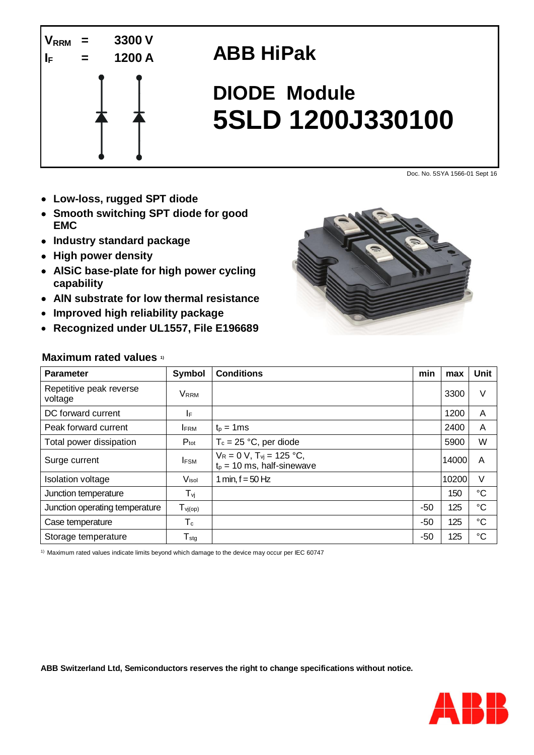$V_{RRM}$ = 3300 V

$I_F$ = 1200 A

# ABB HiPak

# DIODE Module 5SLD 1200J330100

Doc. No. 5SYA 1566-01 Sept 16

- **Low-loss, rugged SPT diode**
- **Smooth switching SPT diode for good EMC**
- **Industry standard package**
- **High power density**
- **AlSiC base-plate for high power cycling capability**
- **AlN substrate for low thermal resistance**
- **Improved high reliability package**
- **Recognized under UL1557, File E196689**

## Maximum rated values [1]

| Parameter | Symbol | Conditions | min | max | Unit |
|---|---|---|---|---|---|
| Repetitive peak reverse voltage | $V_{RRM}$ | | | 3300 | V |
| DC forward current | $I_F$ | | | 1200 | A |
| Peak forward current | $I_{FRM}$ | $t_p$ = 1ms | | 2400 | A |
| Total power dissipation | $P_{tot}$ | $T_c$ = 25 °C, per diode | | 5900 | W |
| Surge current | $I_{FSM}$ | $V_R$ = 0 V, $T_{vj}$ = 125 °C, $t_p$ = 10 ms, half-sinewave | | 14000 | A |
| Isolation voltage | $V_{isol}$ | 1 min, f = 50 Hz | | 10200 | V |
| Junction temperature | $T_{vj}$ | | | 150 | °C |
| Junction operating temperature | $T_{vj(op)}$ | | -50 | 125 | °C |
| Case temperature | $T_c$ | | -50 | 125 | °C |
| Storage temperature | $T_{stg}$ | | -50 | 125 | °C |

[1] Maximum rated values indicate limits beyond which damage to the device may occur per IEC 60747

**ABB Switzerland Ltd, Semiconductors reserves the right to change specifications without notice.**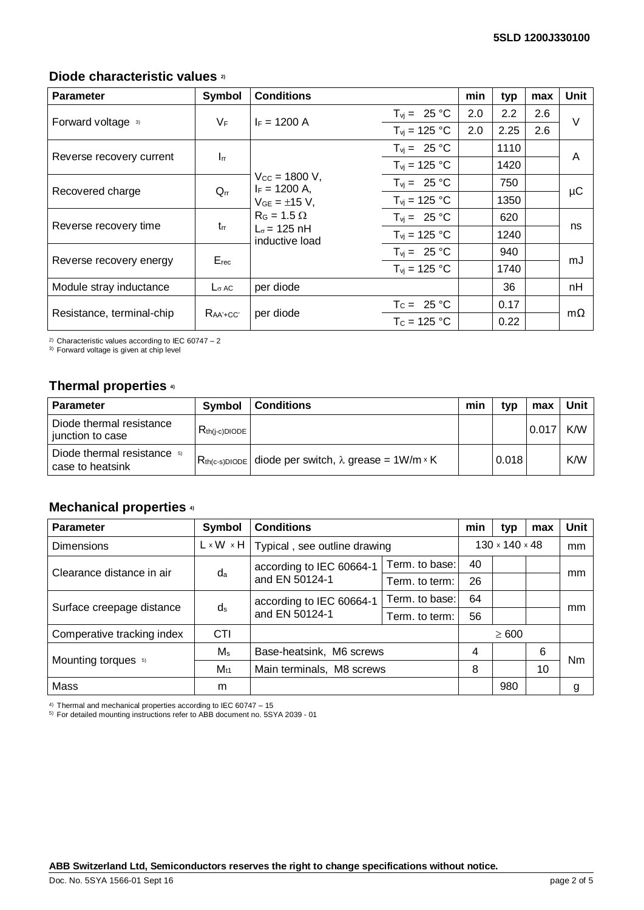## Diode characteristic values [2)]

| Parameter | Symbol | Conditions | | min | typ | max | Unit |
|---|---|---|---|---|---|---|---|
| Forward voltage [3)] | $V_F$ | $I_F$ = 1200 A | $T_{vj}$ = 25 °C | 2.0 | 2.2 | 2.6 | V |
| | | | $T_{vj}$ = 125 °C | 2.0 | 2.25 | 2.6 | |
| Reverse recovery current | $I_{rr}$ | $V_{CC}$ = 1800 V, $I_F$ = 1200 A, $V_{GE}$ = ±15 V, $R_G$ = 1.5 Ω, $L_\sigma$ = 125 nH, inductive load | $T_{vj}$ = 25 °C | | 1110 | | A |
| | | | $T_{vj}$ = 125 °C | | 1420 | | |
| Recovered charge | $Q_{rr}$ | | $T_{vj}$ = 25 °C | | 750 | | µC |
| | | | $T_{vj}$ = 125 °C | | 1350 | | |
| Reverse recovery time | $t_{rr}$ | | $T_{vj}$ = 25 °C | | 620 | | ns |
| | | | $T_{vj}$ = 125 °C | | 1240 | | |
| Reverse recovery energy | $E_{rec}$ | | $T_{vj}$ = 25 °C | | 940 | | mJ |
| | | | $T_{vj}$ = 125 °C | | 1740 | | |
| Module stray inductance | $L_{\sigma AC}$ | per diode | | | 36 | | nH |
| Resistance, terminal-chip | $R_{AA'+CC'}$ | per diode | $T_C$ = 25 °C | | 0.17 | | mΩ |
| | | | $T_C$ = 125 °C | | 0.22 | | |

[2)] Characteristic values according to IEC 60747 – 2
[3)] Forward voltage is given at chip level

## Thermal properties [4)]

| Parameter | Symbol | Conditions | min | typ | max | Unit |
|---|---|---|---|---|---|---|
| Diode thermal resistance junction to case | $R_{th(j-c)DIODE}$ | | | | 0.017 | K/W |
| Diode thermal resistance [5)] case to heatsink | $R_{th(c-s)DIODE}$ | diode per switch, λ grease = 1W/m × K | | 0.018 | | K/W |

## Mechanical properties [4)]

| Parameter | Symbol | Conditions | | min | typ | max | Unit |
|---|---|---|---|---|---|---|---|
| Dimensions | L × W × H | Typical , see outline drawing | | 130 × 140 × 48 | | | mm |
| Clearance distance in air | $d_a$ | according to IEC 60664-1 and EN 50124-1 | Term. to base: | 40 | | | mm |
| | | | Term. to term: | 26 | | | |
| Surface creepage distance | $d_s$ | according to IEC 60664-1 and EN 50124-1 | Term. to base: | 64 | | | mm |
| | | | Term. to term: | 56 | | | |
| Comperative tracking index | CTI | | | ≥ 600 | | | |
| Mounting torques [5)] | $M_s$ | Base-heatsink, M6 screws | | 4 | | 6 | Nm |
| | $M_{t1}$ | Main terminals, M8 screws | | 8 | | 10 | |
| Mass | m | | | | 980 | | g |

[4)] Thermal and mechanical properties according to IEC 60747 – 15
[5)] For detailed mounting instructions refer to ABB document no. 5SYA 2039 - 01

**ABB Switzerland Ltd, Semiconductors reserves the right to change specifications without notice.**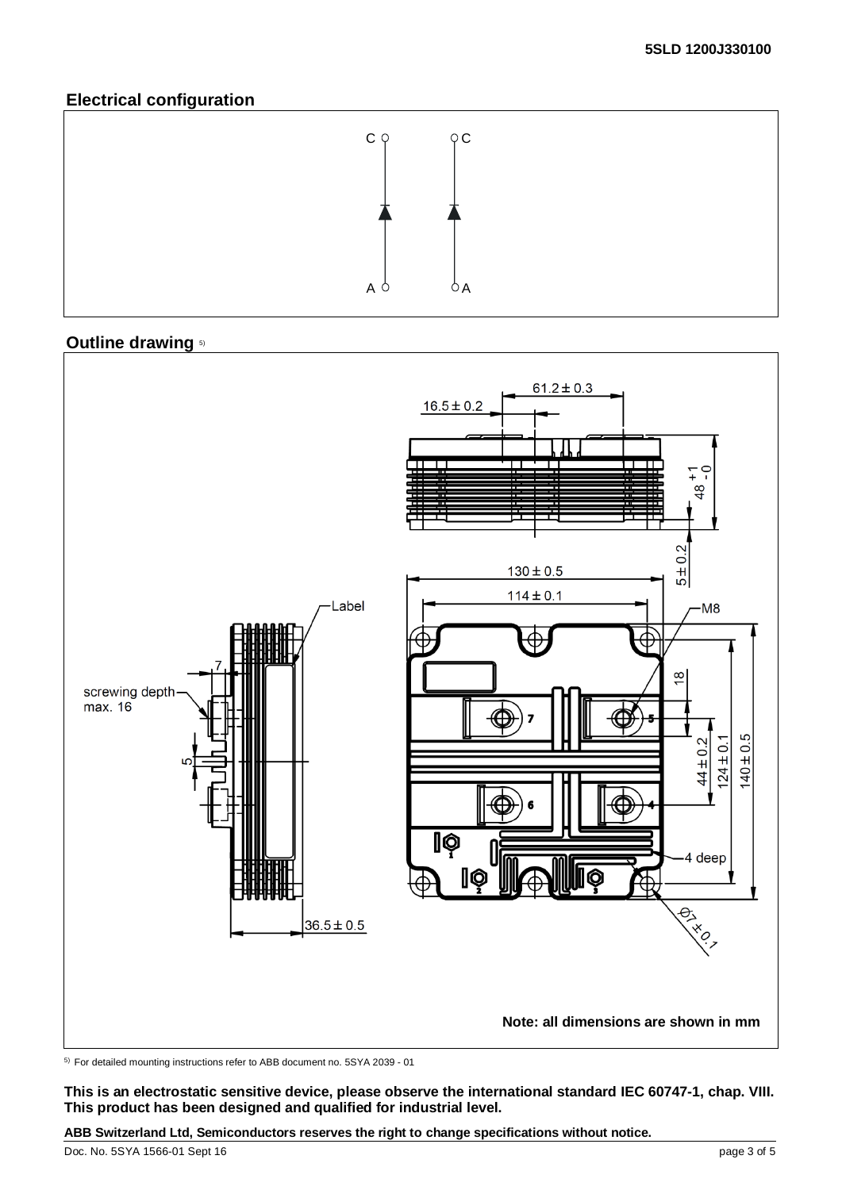## Electrical configuration

## Outline drawing [5)]

Note: all dimensions are shown in mm

[5)] For detailed mounting instructions refer to ABB document no. 5SYA 2039 - 01

**This is an electrostatic sensitive device, please observe the international standard IEC 60747-1, chap. VIII.**
**This product has been designed and qualified for industrial level.**

**ABB Switzerland Ltd, Semiconductors reserves the right to change specifications without notice.**

Doc. No. 5SYA 1566-01 Sept 16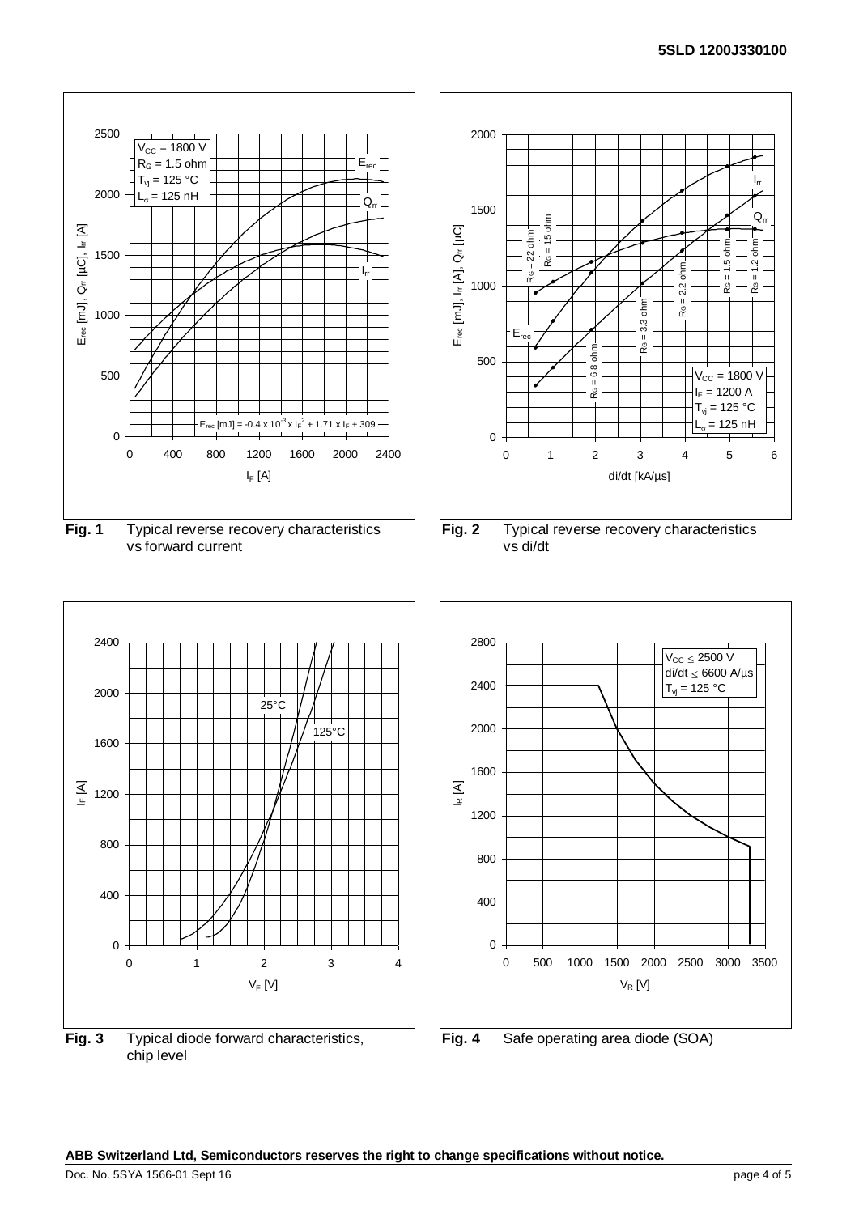Fig. 1 Typical reverse recovery characteristics vs forward current

Fig. 2 Typical reverse recovery characteristics vs di/dt

Fig. 3 Typical diode forward characteristics, chip level

Fig. 4 Safe operating area diode (SOA)

**ABB Switzerland Ltd, Semiconductors reserves the right to change specifications without notice.**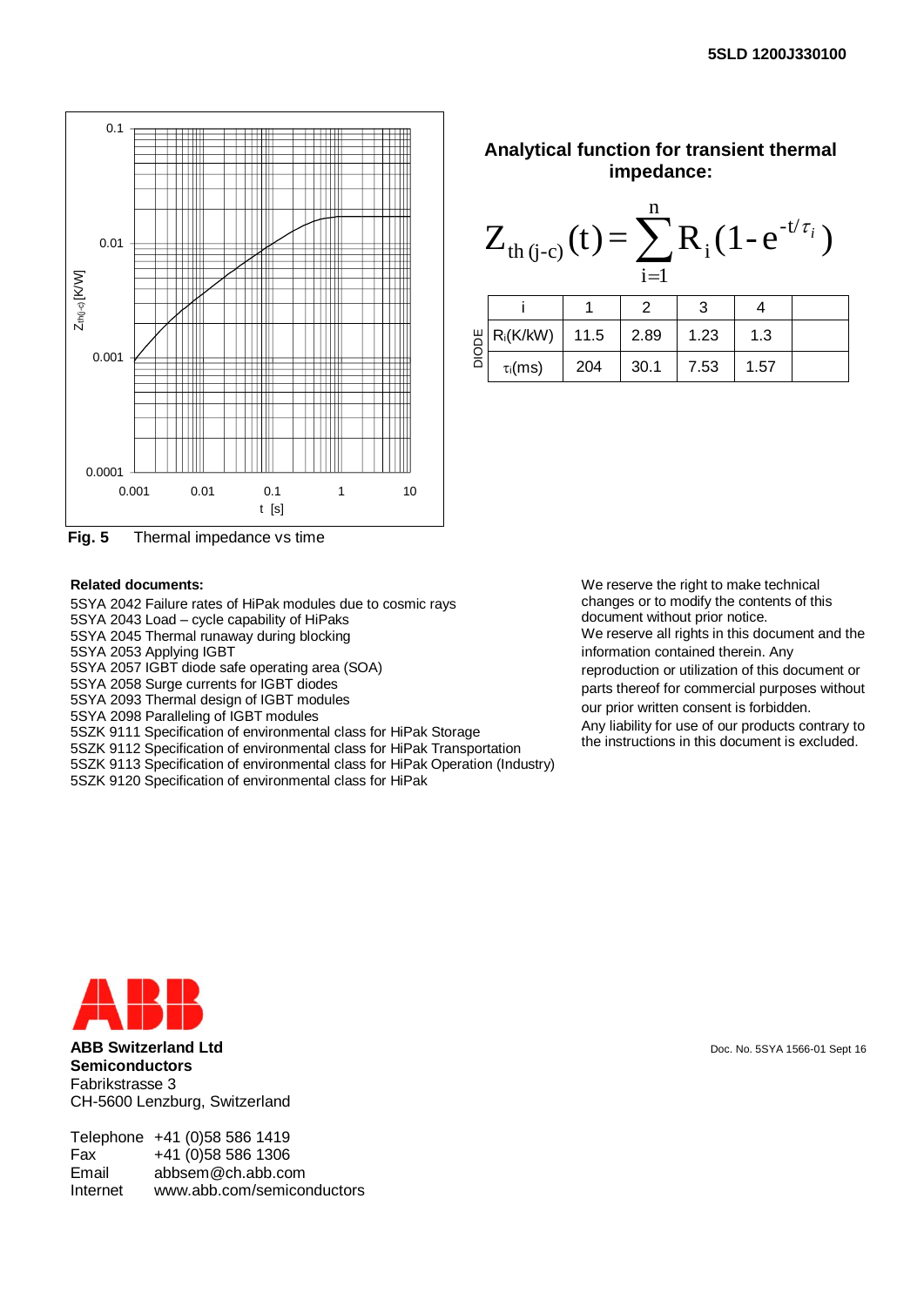0.1

0.01

0.001

0.0001

$Z_{th(j-c)}$ [K/W]

0.001 0.01 0.1 1 10

t [s]

**Fig. 5** Thermal impedance vs time

**Analytical function for transient thermal impedance:**

$$Z_{th\,(j\text{-}c)}(t) = \sum_{i=1}^{n} R_i (1 - e^{-t/\tau_i})$$

| | i | 1 | 2 | 3 | 4 | |
|---|---|---|---|---|---|---|
| DIODE | $R_i$(K/kW) | 11.5 | 2.89 | 1.23 | 1.3 | |
| | $\tau_i$(ms) | 204 | 30.1 | 7.53 | 1.57 | |

**Related documents:**

5SYA 2042 Failure rates of HiPak modules due to cosmic rays
5SYA 2043 Load – cycle capability of HiPaks
5SYA 2045 Thermal runaway during blocking
5SYA 2053 Applying IGBT
5SYA 2057 IGBT diode safe operating area (SOA)
5SYA 2058 Surge currents for IGBT diodes
5SYA 2093 Thermal design of IGBT modules
5SYA 2098 Paralleling of IGBT modules
5SZK 9111 Specification of environmental class for HiPak Storage
5SZK 9112 Specification of environmental class for HiPak Transportation
5SZK 9113 Specification of environmental class for HiPak Operation (Industry)
5SZK 9120 Specification of environmental class for HiPak

We reserve the right to make technical changes or to modify the contents of this document without prior notice.
We reserve all rights in this document and the information contained therein. Any reproduction or utilization of this document or parts thereof for commercial purposes without our prior written consent is forbidden.
Any liability for use of our products contrary to the instructions in this document is excluded.

**ABB Switzerland Ltd**
**Semiconductors**
Fabrikstrasse 3
CH-5600 Lenzburg, Switzerland

Telephone +41 (0)58 586 1419
Fax +41 (0)58 586 1306
Email abbsem@ch.abb.com
Internet www.abb.com/semiconductors

Doc. No. 5SYA 1566-01 Sept 16